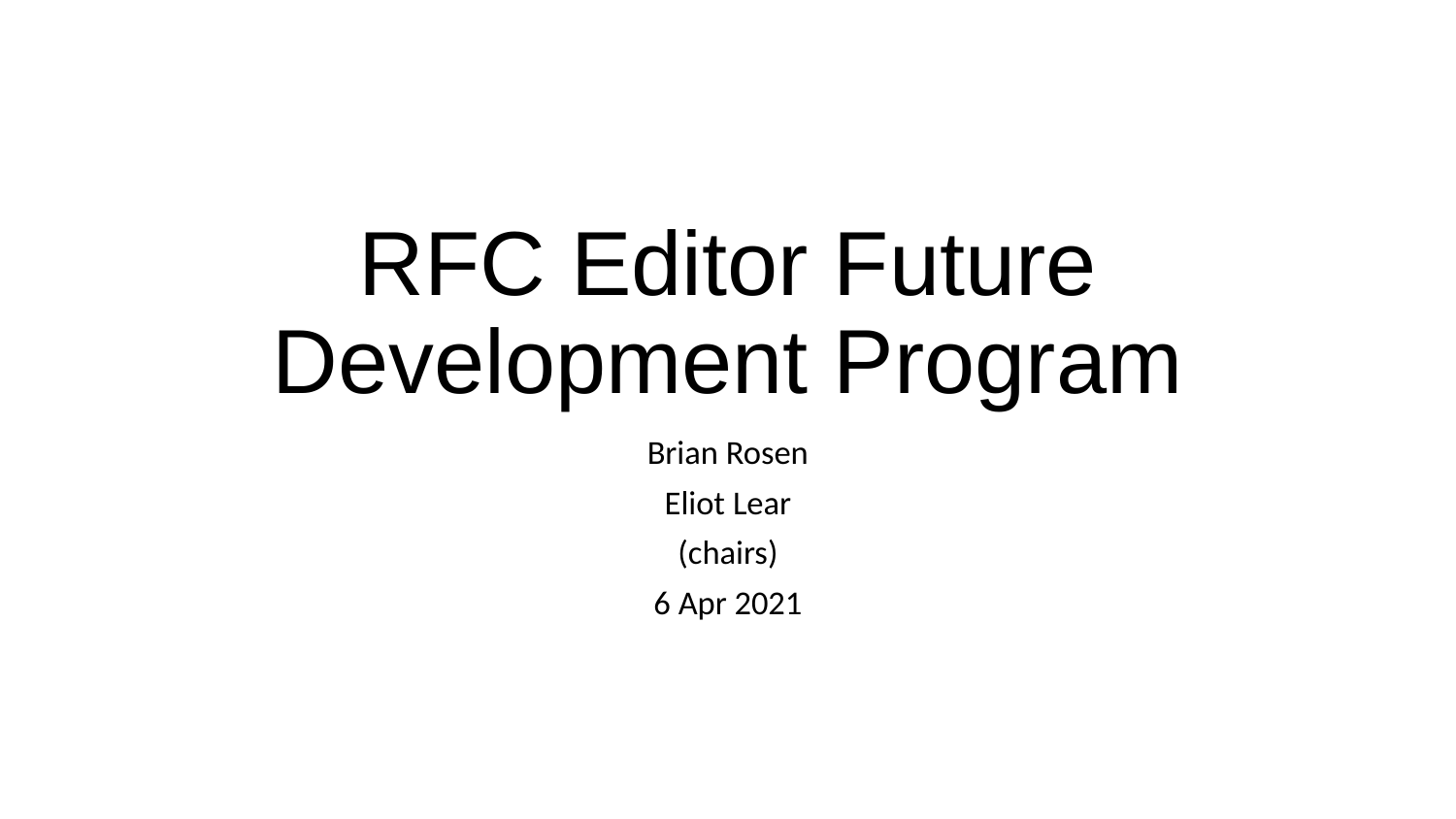# RFC Editor Future Development Program

Brian Rosen

Eliot Lear

(chairs)

6 Apr 2021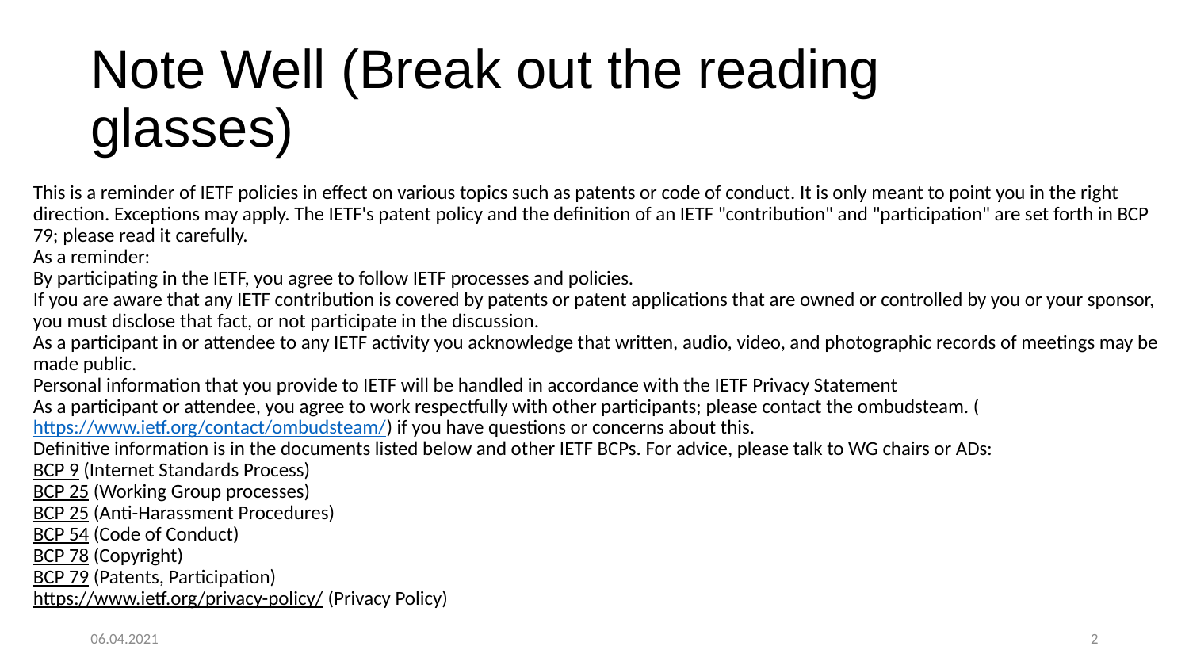# Note Well (Break out the reading glasses)

This is a reminder of IETF policies in effect on various topics such as patents or code of conduct. It is only meant to point you in the right direction. Exceptions may apply. The IETF's patent policy and the definition of an IETF "contribution" and "participation" are set forth in BCP 79; please read it carefully.

As a reminder:

By participating in the IETF, you agree to follow IETF processes and policies.

If you are aware that any IETF contribution is covered by patents or patent applications that are owned or controlled by you or your sponsor, you must disclose that fact, or not participate in the discussion.

As a participant in or attendee to any IETF activity you acknowledge that written, audio, video, and photographic records of meetings may be made public.

Personal information that you provide to IETF will be handled in accordance with the IETF Privacy Statement

As a participant or attendee, you agree to work respectfully with other participants; please contact the ombudsteam. (https://www.ietf.org/contact/ombudsteam/) if you have questions or concerns about this.

Definitive information is in the documents listed below and other IETF BCPs. For advice, please talk to WG chairs or ADs:

BCP 9 (Internet Standards Process)
BCP 25 (Working Group processes)
BCP 25 (Anti-Harassment Procedures)
BCP 54 (Code of Conduct)
BCP 78 (Copyright)
BCP 79 (Patents, Participation)
https://www.ietf.org/privacy-policy/ (Privacy Policy)

06.04.2021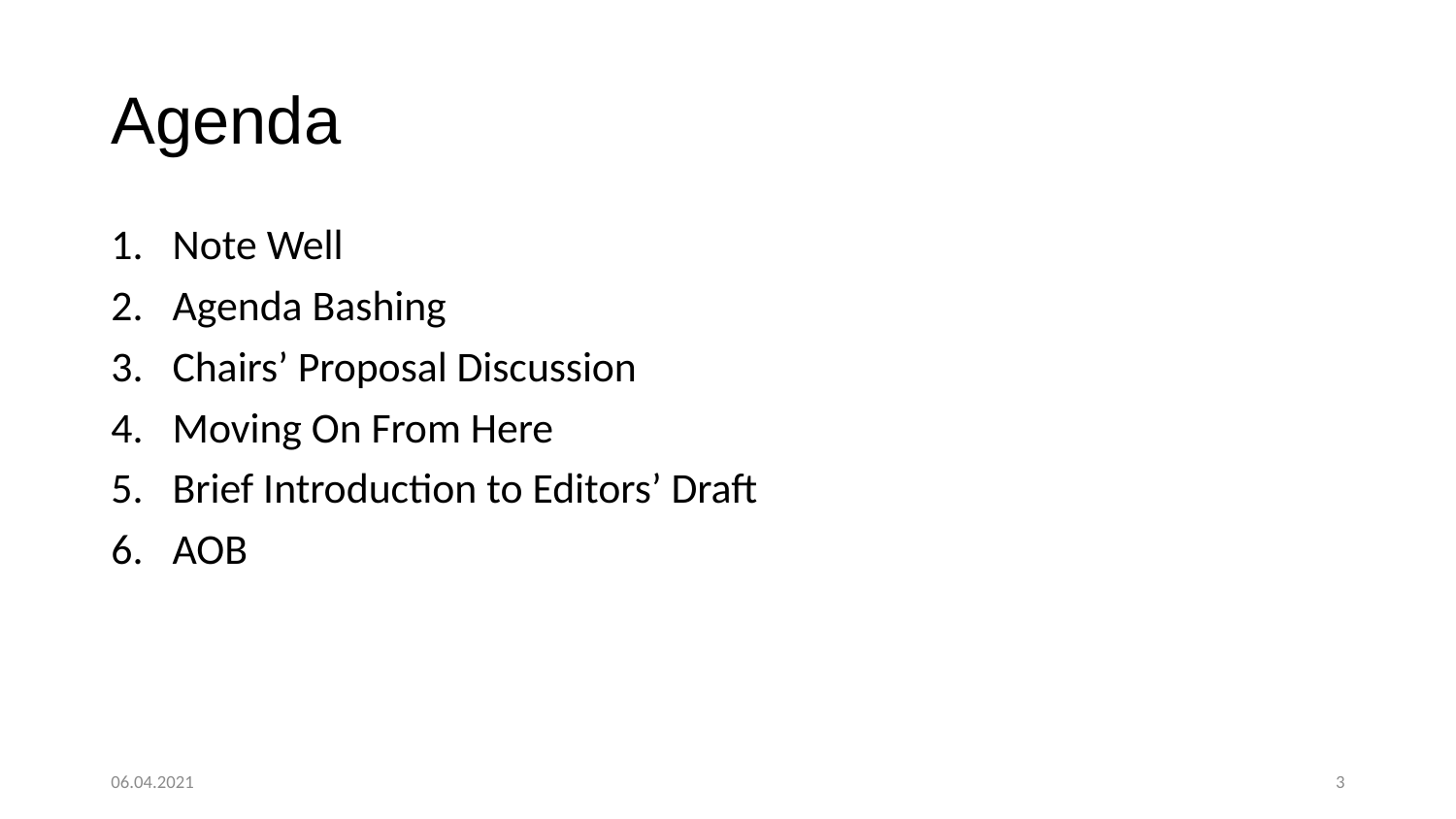# Agenda

1. Note Well
2. Agenda Bashing
3. Chairs' Proposal Discussion
4. Moving On From Here
5. Brief Introduction to Editors' Draft
6. AOB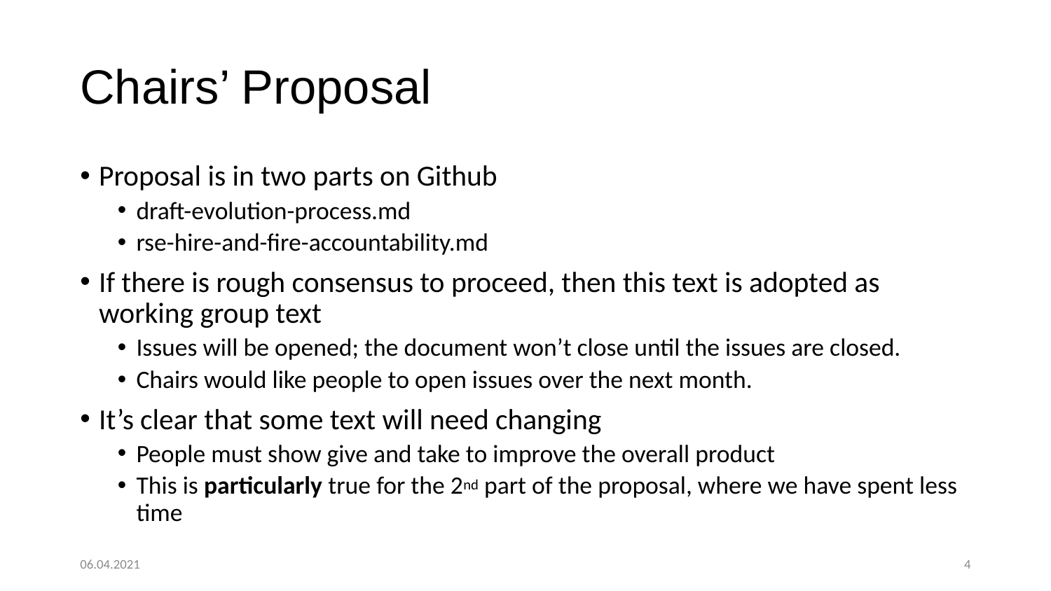# Chairs' Proposal

- Proposal is in two parts on Github
  - draft-evolution-process.md
  - rse-hire-and-fire-accountability.md
- If there is rough consensus to proceed, then this text is adopted as working group text
  - Issues will be opened; the document won't close until the issues are closed.
  - Chairs would like people to open issues over the next month.
- It's clear that some text will need changing
  - People must show give and take to improve the overall product
  - This is **particularly** true for the 2nd part of the proposal, where we have spent less time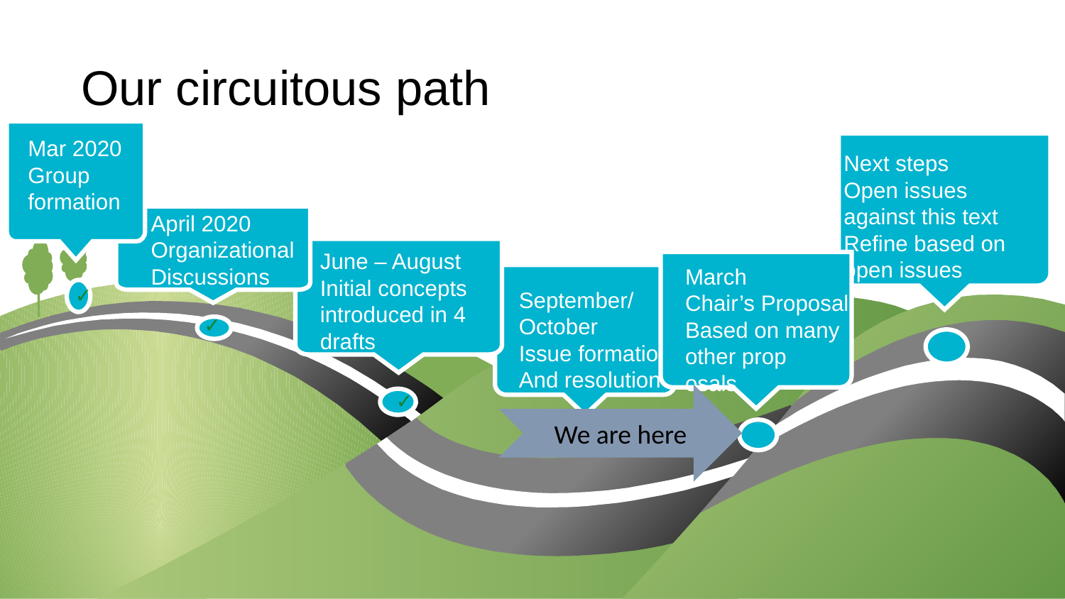# Our circuitous path

- Mar 2020 Group formation
- April 2020 Organizational Discussions
- June – August Initial concepts introduced in 4 drafts
- September/ October Issue formatio And resolution
- March Chair's Proposal Based on many other prop osals
- Next steps Open issues against this text Refine based on pen issues

We are here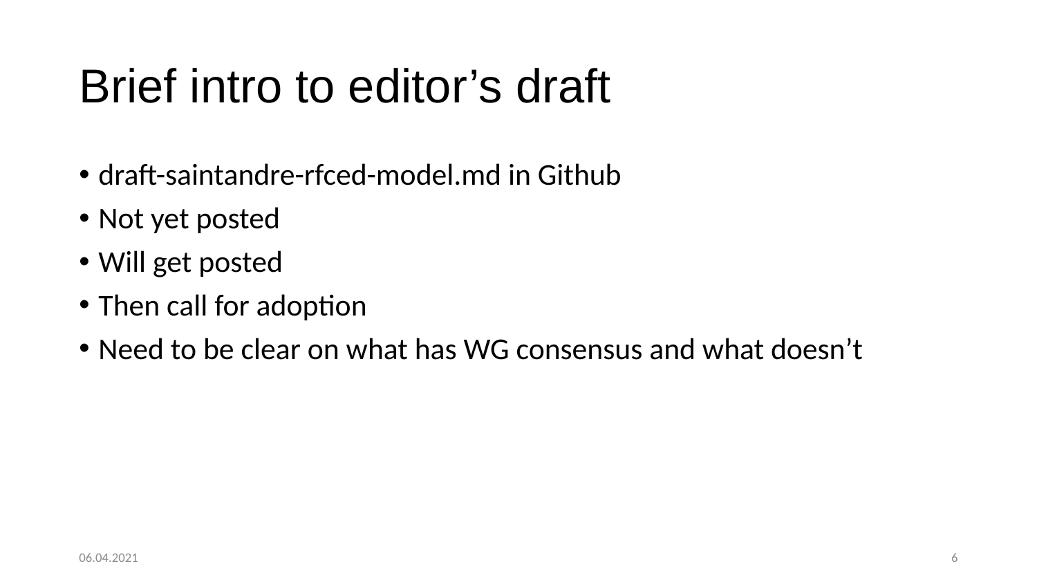# Brief intro to editor’s draft

- draft-saintandre-rfced-model.md in Github
- Not yet posted
- Will get posted
- Then call for adoption
- Need to be clear on what has WG consensus and what doesn’t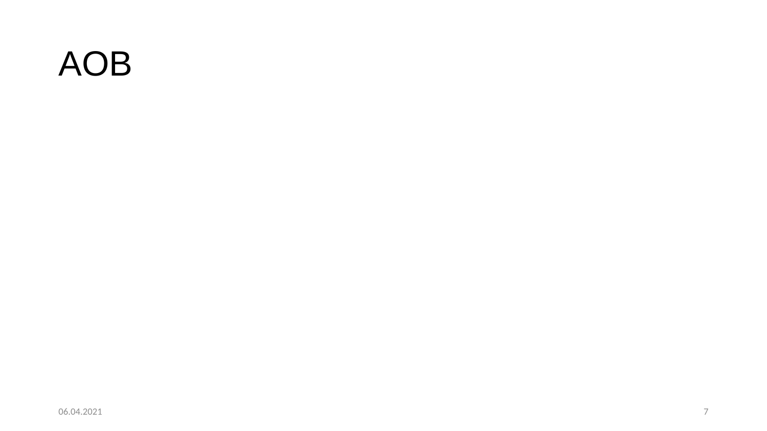# AOB